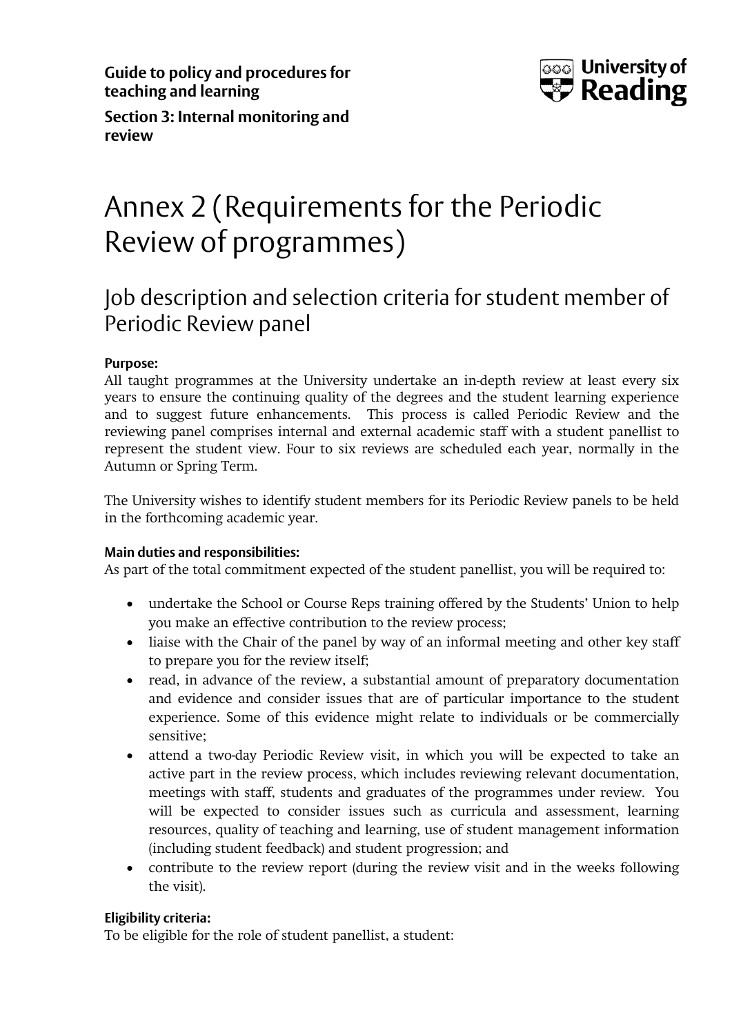**Guide to policy and procedures for teaching and learning**

**Section 3: Internal monitoring and review**

# Annex 2 (Requirements for the Periodic Review of programmes)

## Job description and selection criteria for student member of Periodic Review panel

**Purpose:**

All taught programmes at the University undertake an in-depth review at least every six years to ensure the continuing quality of the degrees and the student learning experience and to suggest future enhancements. This process is called Periodic Review and the reviewing panel comprises internal and external academic staff with a student panellist to represent the student view. Four to six reviews are scheduled each year, normally in the Autumn or Spring Term.

The University wishes to identify student members for its Periodic Review panels to be held in the forthcoming academic year.

**Main duties and responsibilities:**

As part of the total commitment expected of the student panellist, you will be required to:

- undertake the School or Course Reps training offered by the Students' Union to help you make an effective contribution to the review process;
- liaise with the Chair of the panel by way of an informal meeting and other key staff to prepare you for the review itself;
- read, in advance of the review, a substantial amount of preparatory documentation and evidence and consider issues that are of particular importance to the student experience. Some of this evidence might relate to individuals or be commercially sensitive;
- attend a two-day Periodic Review visit, in which you will be expected to take an active part in the review process, which includes reviewing relevant documentation, meetings with staff, students and graduates of the programmes under review. You will be expected to consider issues such as curricula and assessment, learning resources, quality of teaching and learning, use of student management information (including student feedback) and student progression; and
- contribute to the review report (during the review visit and in the weeks following the visit).

**Eligibility criteria:**

To be eligible for the role of student panellist, a student: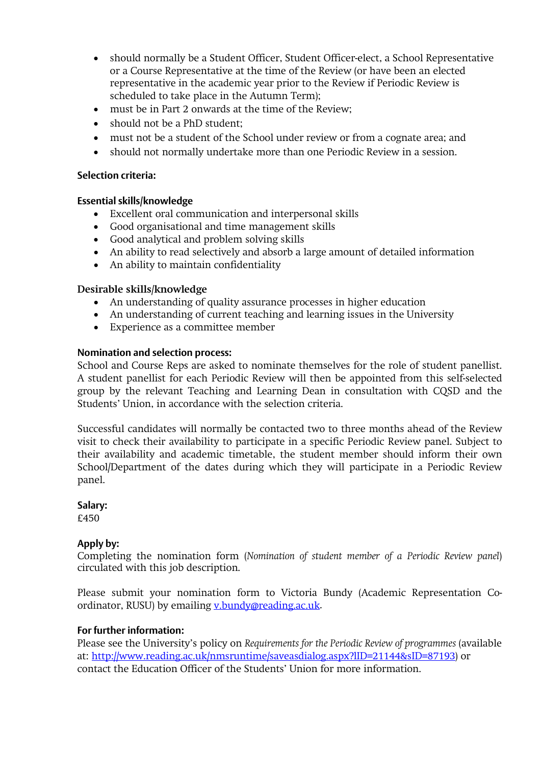- should normally be a Student Officer, Student Officer-elect, a School Representative or a Course Representative at the time of the Review (or have been an elected representative in the academic year prior to the Review if Periodic Review is scheduled to take place in the Autumn Term);
- must be in Part 2 onwards at the time of the Review;
- should not be a PhD student;
- must not be a student of the School under review or from a cognate area; and
- should not normally undertake more than one Periodic Review in a session.

**Selection criteria:**

**Essential skills/knowledge**

- Excellent oral communication and interpersonal skills
- Good organisational and time management skills
- Good analytical and problem solving skills
- An ability to read selectively and absorb a large amount of detailed information
- An ability to maintain confidentiality

**Desirable skills/knowledge**

- An understanding of quality assurance processes in higher education
- An understanding of current teaching and learning issues in the University
- Experience as a committee member

**Nomination and selection process:**

School and Course Reps are asked to nominate themselves for the role of student panellist. A student panellist for each Periodic Review will then be appointed from this self-selected group by the relevant Teaching and Learning Dean in consultation with CQSD and the Students' Union, in accordance with the selection criteria.

Successful candidates will normally be contacted two to three months ahead of the Review visit to check their availability to participate in a specific Periodic Review panel. Subject to their availability and academic timetable, the student member should inform their own School/Department of the dates during which they will participate in a Periodic Review panel.

**Salary:**

£450

**Apply by:**

Completing the nomination form (*Nomination of student member of a Periodic Review panel*) circulated with this job description.

Please submit your nomination form to Victoria Bundy (Academic Representation Co-ordinator, RUSU) by emailing [v.bundy@reading.ac.uk](mailto:v.bundy@reading.ac.uk).

**For further information:**

Please see the University's policy on *Requirements for the Periodic Review of programmes* (available at: [http://www.reading.ac.uk/nmsruntime/saveasdialog.aspx?lID=21144&sID=87193](http://www.reading.ac.uk/nmsruntime/saveasdialog.aspx?lID=21144&sID=87193)) or contact the Education Officer of the Students' Union for more information.